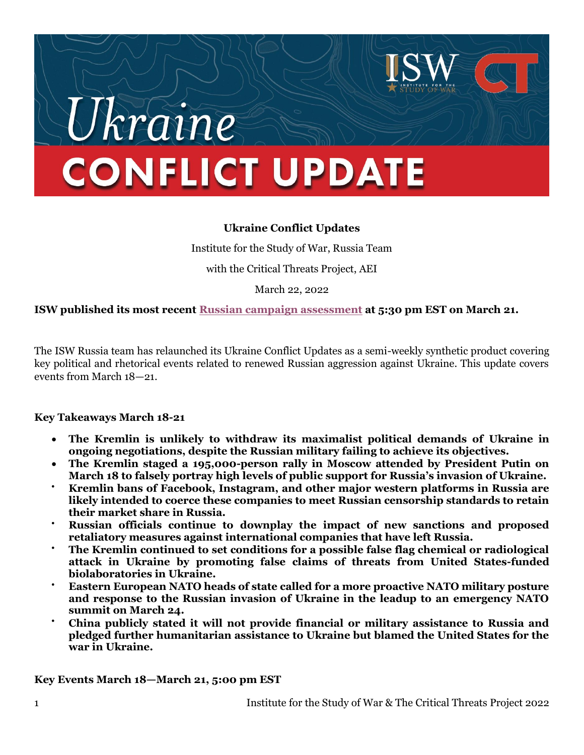# Ukraine CONFLICT UPDATE

**Ukraine Conflict Updates**

Institute for the Study of War, Russia Team

with the Critical Threats Project, AEI

March 22, 2022

**ISW published its most recent Russian campaign assessment at 5:30 pm EST on March 21.**

The ISW Russia team has relaunched its Ukraine Conflict Updates as a semi-weekly synthetic product covering key political and rhetorical events related to renewed Russian aggression against Ukraine. This update covers events from March 18—21.

**Key Takeaways March 18-21**

- **The Kremlin is unlikely to withdraw its maximalist political demands of Ukraine in ongoing negotiations, despite the Russian military failing to achieve its objectives.**
- **The Kremlin staged a 195,000-person rally in Moscow attended by President Putin on March 18 to falsely portray high levels of public support for Russia's invasion of Ukraine.**
- **Kremlin bans of Facebook, Instagram, and other major western platforms in Russia are likely intended to coerce these companies to meet Russian censorship standards to retain their market share in Russia.**
- **Russian officials continue to downplay the impact of new sanctions and proposed retaliatory measures against international companies that have left Russia.**
- **The Kremlin continued to set conditions for a possible false flag chemical or radiological attack in Ukraine by promoting false claims of threats from United States-funded biolaboratories in Ukraine.**
- **Eastern European NATO heads of state called for a more proactive NATO military posture and response to the Russian invasion of Ukraine in the leadup to an emergency NATO summit on March 24.**
- **China publicly stated it will not provide financial or military assistance to Russia and pledged further humanitarian assistance to Ukraine but blamed the United States for the war in Ukraine.**

**Key Events March 18—March 21, 5:00 pm EST**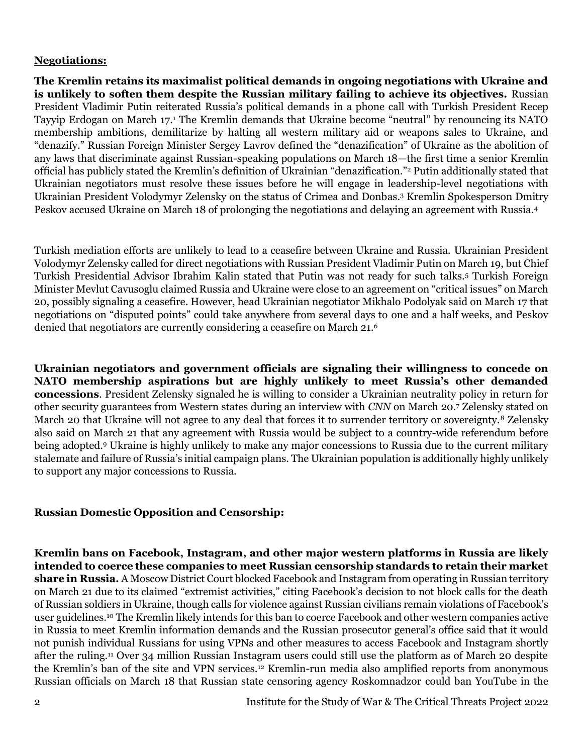**Negotiations:**

**The Kremlin retains its maximalist political demands in ongoing negotiations with Ukraine and is unlikely to soften them despite the Russian military failing to achieve its objectives.** Russian President Vladimir Putin reiterated Russia's political demands in a phone call with Turkish President Recep Tayyip Erdogan on March 17.[1] The Kremlin demands that Ukraine become "neutral" by renouncing its NATO membership ambitions, demilitarize by halting all western military aid or weapons sales to Ukraine, and "denazify." Russian Foreign Minister Sergey Lavrov defined the "denazification" of Ukraine as the abolition of any laws that discriminate against Russian-speaking populations on March 18—the first time a senior Kremlin official has publicly stated the Kremlin's definition of Ukrainian "denazification."[2] Putin additionally stated that Ukrainian negotiators must resolve these issues before he will engage in leadership-level negotiations with Ukrainian President Volodymyr Zelensky on the status of Crimea and Donbas.[3] Kremlin Spokesperson Dmitry Peskov accused Ukraine on March 18 of prolonging the negotiations and delaying an agreement with Russia.[4]

Turkish mediation efforts are unlikely to lead to a ceasefire between Ukraine and Russia. Ukrainian President Volodymyr Zelensky called for direct negotiations with Russian President Vladimir Putin on March 19, but Chief Turkish Presidential Advisor Ibrahim Kalin stated that Putin was not ready for such talks.[5] Turkish Foreign Minister Mevlut Cavusoglu claimed Russia and Ukraine were close to an agreement on "critical issues" on March 20, possibly signaling a ceasefire. However, head Ukrainian negotiator Mikhalo Podolyak said on March 17 that negotiations on "disputed points" could take anywhere from several days to one and a half weeks, and Peskov denied that negotiators are currently considering a ceasefire on March 21.[6]

**Ukrainian negotiators and government officials are signaling their willingness to concede on NATO membership aspirations but are highly unlikely to meet Russia's other demanded concessions**. President Zelensky signaled he is willing to consider a Ukrainian neutrality policy in return for other security guarantees from Western states during an interview with *CNN* on March 20.[7] Zelensky stated on March 20 that Ukraine will not agree to any deal that forces it to surrender territory or sovereignty.[8] Zelensky also said on March 21 that any agreement with Russia would be subject to a country-wide referendum before being adopted.[9] Ukraine is highly unlikely to make any major concessions to Russia due to the current military stalemate and failure of Russia's initial campaign plans. The Ukrainian population is additionally highly unlikely to support any major concessions to Russia.

**Russian Domestic Opposition and Censorship:**

**Kremlin bans on Facebook, Instagram, and other major western platforms in Russia are likely intended to coerce these companies to meet Russian censorship standards to retain their market share in Russia.** A Moscow District Court blocked Facebook and Instagram from operating in Russian territory on March 21 due to its claimed "extremist activities," citing Facebook's decision to not block calls for the death of Russian soldiers in Ukraine, though calls for violence against Russian civilians remain violations of Facebook's user guidelines.[10] The Kremlin likely intends for this ban to coerce Facebook and other western companies active in Russia to meet Kremlin information demands and the Russian prosecutor general's office said that it would not punish individual Russians for using VPNs and other measures to access Facebook and Instagram shortly after the ruling.[11] Over 34 million Russian Instagram users could still use the platform as of March 20 despite the Kremlin's ban of the site and VPN services.[12] Kremlin-run media also amplified reports from anonymous Russian officials on March 18 that Russian state censoring agency Roskomnadzor could ban YouTube in the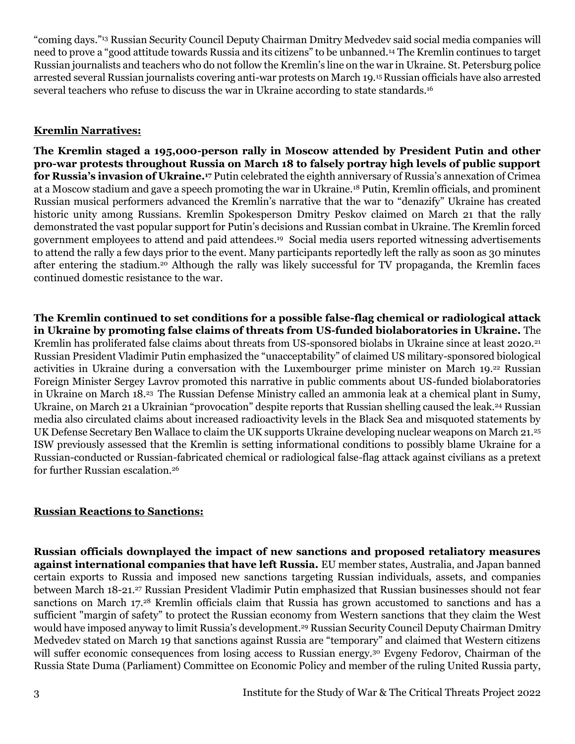"coming days."[13] Russian Security Council Deputy Chairman Dmitry Medvedev said social media companies will need to prove a "good attitude towards Russia and its citizens" to be unbanned.[14] The Kremlin continues to target Russian journalists and teachers who do not follow the Kremlin's line on the war in Ukraine. St. Petersburg police arrested several Russian journalists covering anti-war protests on March 19.[15] Russian officials have also arrested several teachers who refuse to discuss the war in Ukraine according to state standards.[16]

**Kremlin Narratives:**

**The Kremlin staged a 195,000-person rally in Moscow attended by President Putin and other pro-war protests throughout Russia on March 18 to falsely portray high levels of public support for Russia's invasion of Ukraine.**[17] Putin celebrated the eighth anniversary of Russia's annexation of Crimea at a Moscow stadium and gave a speech promoting the war in Ukraine.[18] Putin, Kremlin officials, and prominent Russian musical performers advanced the Kremlin's narrative that the war to "denazify" Ukraine has created historic unity among Russians. Kremlin Spokesperson Dmitry Peskov claimed on March 21 that the rally demonstrated the vast popular support for Putin's decisions and Russian combat in Ukraine. The Kremlin forced government employees to attend and paid attendees.[19] Social media users reported witnessing advertisements to attend the rally a few days prior to the event. Many participants reportedly left the rally as soon as 30 minutes after entering the stadium.[20] Although the rally was likely successful for TV propaganda, the Kremlin faces continued domestic resistance to the war.

**The Kremlin continued to set conditions for a possible false-flag chemical or radiological attack in Ukraine by promoting false claims of threats from US-funded biolaboratories in Ukraine.** The Kremlin has proliferated false claims about threats from US-sponsored biolabs in Ukraine since at least 2020.[21] Russian President Vladimir Putin emphasized the "unacceptability" of claimed US military-sponsored biological activities in Ukraine during a conversation with the Luxembourger prime minister on March 19.[22] Russian Foreign Minister Sergey Lavrov promoted this narrative in public comments about US-funded biolaboratories in Ukraine on March 18.[23] The Russian Defense Ministry called an ammonia leak at a chemical plant in Sumy, Ukraine, on March 21 a Ukrainian "provocation" despite reports that Russian shelling caused the leak.[24] Russian media also circulated claims about increased radioactivity levels in the Black Sea and misquoted statements by UK Defense Secretary Ben Wallace to claim the UK supports Ukraine developing nuclear weapons on March 21.[25] ISW previously assessed that the Kremlin is setting informational conditions to possibly blame Ukraine for a Russian-conducted or Russian-fabricated chemical or radiological false-flag attack against civilians as a pretext for further Russian escalation.[26]

**Russian Reactions to Sanctions:**

**Russian officials downplayed the impact of new sanctions and proposed retaliatory measures against international companies that have left Russia.** EU member states, Australia, and Japan banned certain exports to Russia and imposed new sanctions targeting Russian individuals, assets, and companies between March 18-21.[27] Russian President Vladimir Putin emphasized that Russian businesses should not fear sanctions on March 17.[28] Kremlin officials claim that Russia has grown accustomed to sanctions and has a sufficient "margin of safety" to protect the Russian economy from Western sanctions that they claim the West would have imposed anyway to limit Russia's development.[29] Russian Security Council Deputy Chairman Dmitry Medvedev stated on March 19 that sanctions against Russia are "temporary" and claimed that Western citizens will suffer economic consequences from losing access to Russian energy.[30] Evgeny Fedorov, Chairman of the Russia State Duma (Parliament) Committee on Economic Policy and member of the ruling United Russia party,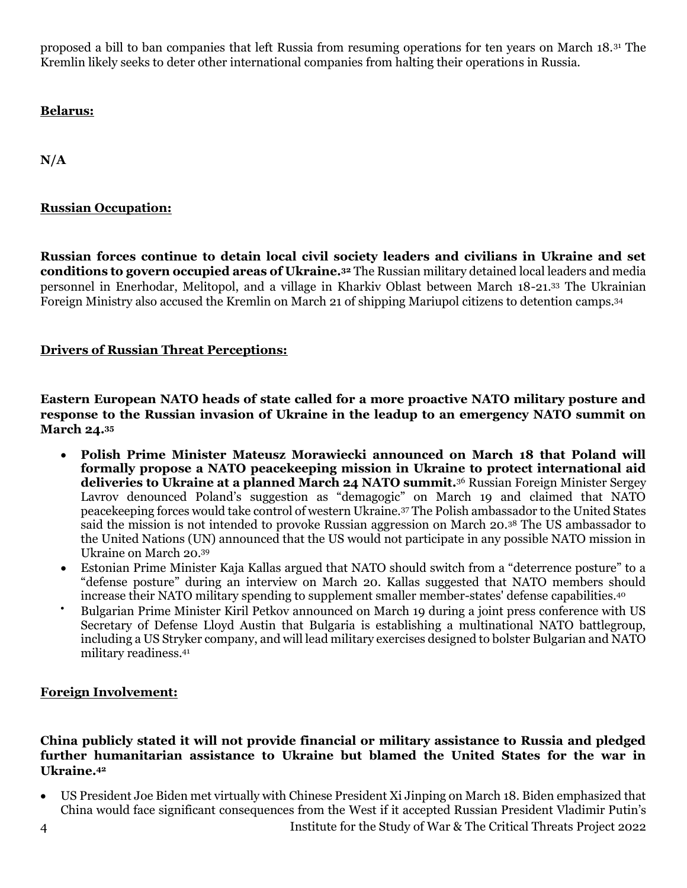proposed a bill to ban companies that left Russia from resuming operations for ten years on March 18.[31] The Kremlin likely seeks to deter other international companies from halting their operations in Russia.

**Belarus:**

**N/A**

**Russian Occupation:**

**Russian forces continue to detain local civil society leaders and civilians in Ukraine and set conditions to govern occupied areas of Ukraine.[32]** The Russian military detained local leaders and media personnel in Enerhodar, Melitopol, and a village in Kharkiv Oblast between March 18-21.[33] The Ukrainian Foreign Ministry also accused the Kremlin on March 21 of shipping Mariupol citizens to detention camps.[34]

**Drivers of Russian Threat Perceptions:**

**Eastern European NATO heads of state called for a more proactive NATO military posture and response to the Russian invasion of Ukraine in the leadup to an emergency NATO summit on March 24.[35]**

- **Polish Prime Minister Mateusz Morawiecki announced on March 18 that Poland will formally propose a NATO peacekeeping mission in Ukraine to protect international aid deliveries to Ukraine at a planned March 24 NATO summit.**[36] Russian Foreign Minister Sergey Lavrov denounced Poland's suggestion as "demagogic" on March 19 and claimed that NATO peacekeeping forces would take control of western Ukraine.[37] The Polish ambassador to the United States said the mission is not intended to provoke Russian aggression on March 20.[38] The US ambassador to the United Nations (UN) announced that the US would not participate in any possible NATO mission in Ukraine on March 20.[39]
- Estonian Prime Minister Kaja Kallas argued that NATO should switch from a "deterrence posture" to a "defense posture" during an interview on March 20. Kallas suggested that NATO members should increase their NATO military spending to supplement smaller member-states' defense capabilities.[40]
- Bulgarian Prime Minister Kiril Petkov announced on March 19 during a joint press conference with US Secretary of Defense Lloyd Austin that Bulgaria is establishing a multinational NATO battlegroup, including a US Stryker company, and will lead military exercises designed to bolster Bulgarian and NATO military readiness.[41]

**Foreign Involvement:**

**China publicly stated it will not provide financial or military assistance to Russia and pledged further humanitarian assistance to Ukraine but blamed the United States for the war in Ukraine.[42]**

- US President Joe Biden met virtually with Chinese President Xi Jinping on March 18. Biden emphasized that China would face significant consequences from the West if it accepted Russian President Vladimir Putin's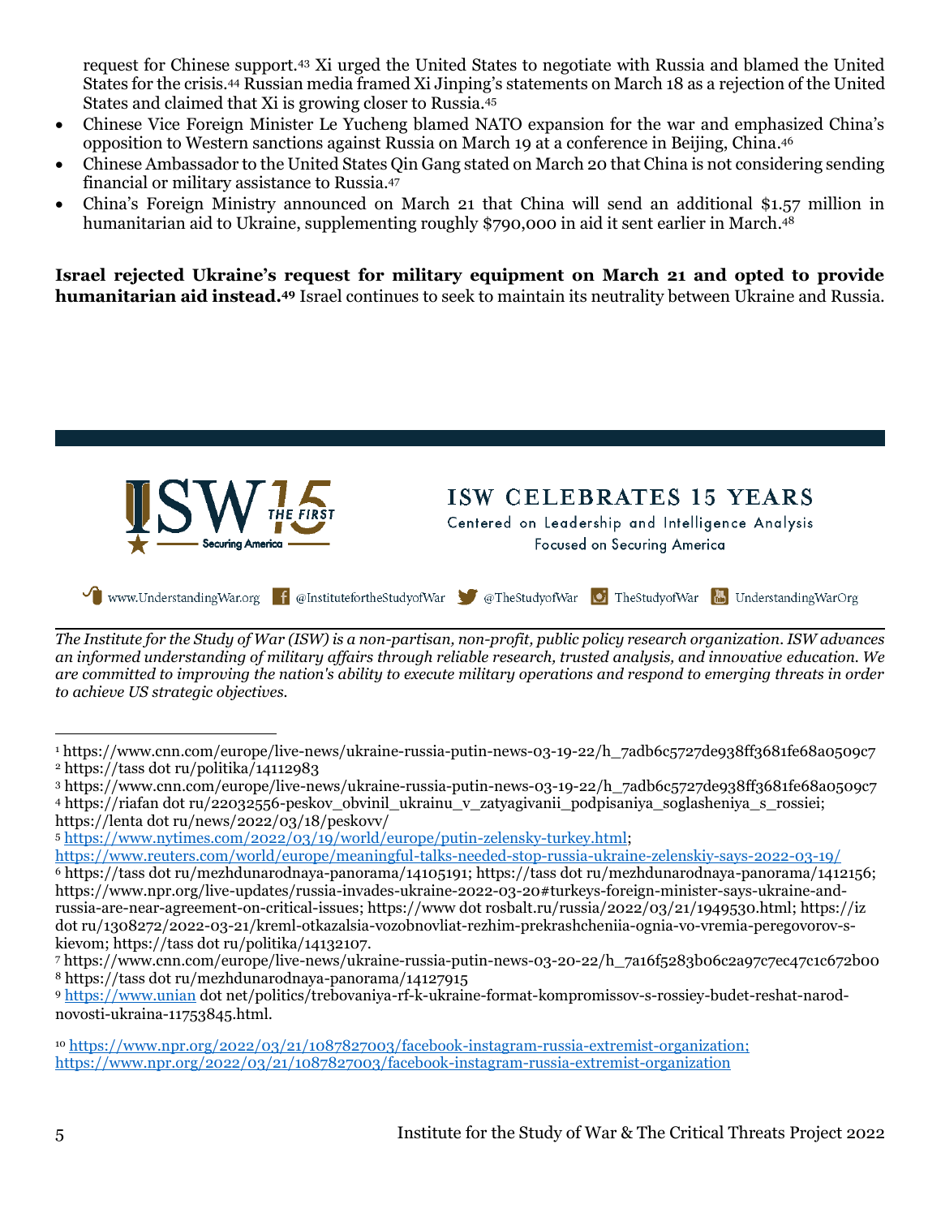request for Chinese support.[43] Xi urged the United States to negotiate with Russia and blamed the United States for the crisis.[44] Russian media framed Xi Jinping's statements on March 18 as a rejection of the United States and claimed that Xi is growing closer to Russia.[45]

- Chinese Vice Foreign Minister Le Yucheng blamed NATO expansion for the war and emphasized China's opposition to Western sanctions against Russia on March 19 at a conference in Beijing, China.[46]
- Chinese Ambassador to the United States Qin Gang stated on March 20 that China is not considering sending financial or military assistance to Russia.[47]
- China's Foreign Ministry announced on March 21 that China will send an additional $1.57 million in humanitarian aid to Ukraine, supplementing roughly $790,000 in aid it sent earlier in March.[48]

**Israel rejected Ukraine's request for military equipment on March 21 and opted to provide humanitarian aid instead.[49]** Israel continues to seek to maintain its neutrality between Ukraine and Russia.

ISW 15 THE FIRST Securing America

ISW CELEBRATES 15 YEARS
Centered on Leadership and Intelligence Analysis
Focused on Securing America

www.UnderstandingWar.org @InstitutefortheStudyofWar @TheStudyofWar TheStudyofWar UnderstandingWarOrg

*The Institute for the Study of War (ISW) is a non-partisan, non-profit, public policy research organization. ISW advances an informed understanding of military affairs through reliable research, trusted analysis, and innovative education. We are committed to improving the nation's ability to execute military operations and respond to emerging threats in order to achieve US strategic objectives.*

---

[1] https://www.cnn.com/europe/live-news/ukraine-russia-putin-news-03-19-22/h_7adb6c5727de938ff3681fe68a0509c7
[2] https://tass dot ru/politika/14112983
[3] https://www.cnn.com/europe/live-news/ukraine-russia-putin-news-03-19-22/h_7adb6c5727de938ff3681fe68a0509c7
[4] https://riafan dot ru/22032556-peskov_obvinil_ukrainu_v_zatyagivanii_podpisaniya_soglasheniya_s_rossiei; https://lenta dot ru/news/2022/03/18/peskovv/
[5] https://www.nytimes.com/2022/03/19/world/europe/putin-zelensky-turkey.html; https://www.reuters.com/world/europe/meaningful-talks-needed-stop-russia-ukraine-zelenskiy-says-2022-03-19/
[6] https://tass dot ru/mezhdunarodnaya-panorama/14105191; https://tass dot ru/mezhdunarodnaya-panorama/1412156; https://www.npr.org/live-updates/russia-invades-ukraine-2022-03-20#turkeys-foreign-minister-says-ukraine-and-russia-are-near-agreement-on-critical-issues; https://www dot rosbalt.ru/russia/2022/03/21/1949530.html; https://iz dot ru/1308272/2022-03-21/kreml-otkazalsia-vozobnovliat-rezhim-prekrashcheniia-ognia-vo-vremia-peregovorov-s-kievom; https://tass dot ru/politika/14132107.
[7] https://www.cnn.com/europe/live-news/ukraine-russia-putin-news-03-20-22/h_7a16f5283b06c2a97c7ec47c1c672b00
[8] https://tass dot ru/mezhdunarodnaya-panorama/14127915
[9] https://www.unian dot net/politics/trebovaniya-rf-k-ukraine-format-kompromissov-s-rossiey-budet-reshat-narod-novosti-ukraina-11753845.html.
[10] https://www.npr.org/2022/03/21/1087827003/facebook-instagram-russia-extremist-organization; https://www.npr.org/2022/03/21/1087827003/facebook-instagram-russia-extremist-organization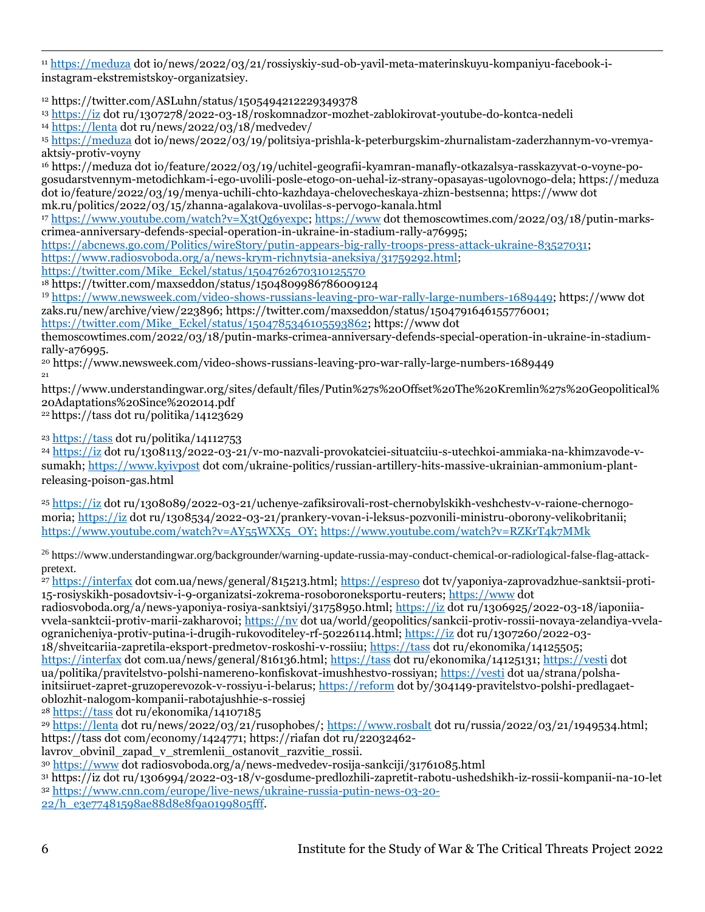[11] https://meduza dot io/news/2022/03/21/rossiyskiy-sud-ob-yavil-meta-materinskuyu-kompaniyu-facebook-i-instagram-ekstremistskoy-organizatsiey.

[12] https://twitter.com/ASLuhn/status/1505494212229349378
[13] https://iz dot ru/1307278/2022-03-18/roskomnadzor-mozhet-zablokirovat-youtube-do-kontca-nedeli
[14] https://lenta dot ru/news/2022/03/18/medvedev/
[15] https://meduza dot io/news/2022/03/19/politsiya-prishla-k-peterburgskim-zhurnalistam-zaderzhannym-vo-vremya-aktsiy-protiv-voyny
[16] https://meduza dot io/feature/2022/03/19/uchitel-geografii-kyamran-manafly-otkazalsya-rasskazyvat-o-voyne-po-gosudarstvennym-metodichkam-i-ego-uvolili-posle-etogo-on-uehal-iz-strany-opasayas-ugolovnogo-dela; https://meduza dot io/feature/2022/03/19/menya-uchili-chto-kazhdaya-chelovecheskaya-zhizn-bestsenna; https://www dot mk.ru/politics/2022/03/15/zhanna-agalakova-uvolilas-s-pervogo-kanala.html
[17] https://www.youtube.com/watch?v=X3tQg6yexpc; https://www dot themoscowtimes.com/2022/03/18/putin-marks-crimea-anniversary-defends-special-operation-in-ukraine-in-stadium-rally-a76995; https://abcnews.go.com/Politics/wireStory/putin-appears-big-rally-troops-press-attack-ukraine-83527031; https://www.radiosvoboda.org/a/news-krym-richnytsia-aneksiya/31759292.html; https://twitter.com/Mike_Eckel/status/1504762670310125570
[18] https://twitter.com/maxseddon/status/1504809986786009124
[19] https://www.newsweek.com/video-shows-russians-leaving-pro-war-rally-large-numbers-1689449; https://www dot zaks.ru/new/archive/view/223896; https://twitter.com/maxseddon/status/1504791646155776001; https://twitter.com/Mike_Eckel/status/1504785346105593862; https://www dot themoscowtimes.com/2022/03/18/putin-marks-crimea-anniversary-defends-special-operation-in-ukraine-in-stadium-rally-a76995.
[20] https://www.newsweek.com/video-shows-russians-leaving-pro-war-rally-large-numbers-1689449
[21] https://www.understandingwar.org/sites/default/files/Putin%27s%20Offset%20The%20Kremlin%27s%20Geopolitical%20Adaptations%20Since%202014.pdf
[22] https://tass dot ru/politika/14123629

[23] https://tass dot ru/politika/14112753
[24] https://iz dot ru/1308113/2022-03-21/v-mo-nazvali-provokatciei-situatciiu-s-utechkoi-ammiaka-na-khimzavode-v-sumakh; https://www.kyivpost dot com/ukraine-politics/russian-artillery-hits-massive-ukrainian-ammonium-plant-releasing-poison-gas.html

[25] https://iz dot ru/1308089/2022-03-21/uchenye-zafiksirovali-rost-chernobylskikh-veshchestv-v-raione-chernogo-moria; https://iz dot ru/1308534/2022-03-21/prankery-vovan-i-leksus-pozvonili-ministru-oborony-velikobritanii; https://www.youtube.com/watch?v=AY55WXX5_OY; https://www.youtube.com/watch?v=RZKrT4k7MMk

[26] https://www.understandingwar.org/backgrounder/warning-update-russia-may-conduct-chemical-or-radiological-false-flag-attack-pretext.
[27] https://interfax dot com.ua/news/general/815213.html; https://espreso dot tv/yaponiya-zaprovadzhue-sanktsii-proti-15-rosiyskikh-posadovtsiv-i-9-organizatsi-zokrema-rosoboroneksportu-reuters; https://www dot radiosvoboda.org/a/news-yaponiya-rosiya-sanktsiyi/31758950.html; https://iz dot ru/1306925/2022-03-18/iaponiia-vvela-sanktcii-protiv-marii-zakharovoi; https://nv dot ua/world/geopolitics/sankcii-protiv-rossii-novaya-zelandiya-vvela-ogranicheniya-protiv-putina-i-drugih-rukovoditeley-rf-50226114.html; https://iz dot ru/1307260/2022-03-18/shveitcariia-zapretila-eksport-predmetov-roskoshi-v-rossiiu; https://tass dot ru/ekonomika/14125505; https://interfax dot com.ua/news/general/816136.html; https://tass dot ru/ekonomika/14125131; https://vesti dot ua/politika/pravitelstvo-polshi-namereno-konfiskovat-imushhestvo-rossiyan; https://vesti dot ua/strana/polsha-initsiiruet-zapret-gruzoperevozok-v-rossiyu-i-belarus; https://reform dot by/304149-pravitelstvo-polshi-predlagaet-oblozhit-nalogom-kompanii-rabotajushhie-s-rossiej
[28] https://tass dot ru/ekonomika/14107185
[29] https://lenta dot ru/news/2022/03/21/rusophobes/; https://www.rosbalt dot ru/russia/2022/03/21/1949534.html; https://tass dot com/economy/1424771; https://riafan dot ru/22032462-lavrov_obvinil_zapad_v_stremlenii_ostanovit_razvitie_rossii.
[30] https://www dot radiosvoboda.org/a/news-medvedev-rosija-sankciji/31761085.html
[31] https://iz dot ru/1306994/2022-03-18/v-gosdume-predlozhili-zapretit-rabotu-ushedshikh-iz-rossii-kompanii-na-10-let
[32] https://www.cnn.com/europe/live-news/ukraine-russia-putin-news-03-20-22/h_e3e77481598ae88d8e8f9a0199805fff.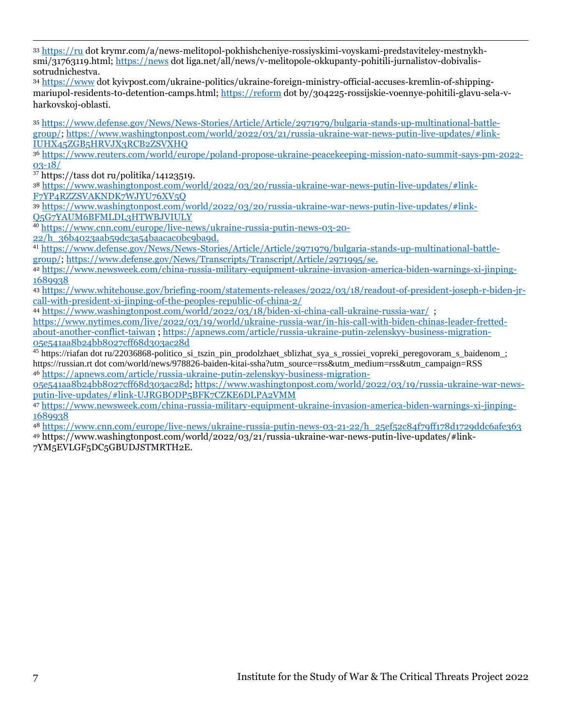[33] https://ru dot krymr.com/a/news-melitopol-pokhishcheniye-rossiyskimi-voyskami-predstaviteley-mestnykh-smi/31763119.html; https://news dot liga.net/all/news/v-melitopole-okkupanty-pohitili-jurnalistov-dobivalis-sotrudnichestva.

[34] https://www dot kyivpost.com/ukraine-politics/ukraine-foreign-ministry-official-accuses-kremlin-of-shipping-mariupol-residents-to-detention-camps.html; https://reform dot by/304225-rossijskie-voennye-pohitili-glavu-sela-v-harkovskoj-oblasti.

[35] https://www.defense.gov/News/News-Stories/Article/Article/2971979/bulgaria-stands-up-multinational-battle-group/; https://www.washingtonpost.com/world/2022/03/21/russia-ukraine-war-news-putin-live-updates/#link-IUHX45ZGB5HRVJX3RCB2ZSVXHQ

[36] https://www.reuters.com/world/europe/poland-propose-ukraine-peacekeeping-mission-nato-summit-says-pm-2022-03-18/

[37] https://tass dot ru/politika/14123519.

[38] https://www.washingtonpost.com/world/2022/03/20/russia-ukraine-war-news-putin-live-updates/#link-F7YP4RZZSVAKNDK7WJYU76XV5Q

[39] https://www.washingtonpost.com/world/2022/03/20/russia-ukraine-war-news-putin-live-updates/#link-Q5G7YAUM6BFMLDL3HTWBJVIULY

[40] https://www.cnn.com/europe/live-news/ukraine-russia-putin-news-03-20-22/h_36b4023aab59dc3a54baacac0bc9ba9d.

[41] https://www.defense.gov/News/News-Stories/Article/Article/2971979/bulgaria-stands-up-multinational-battle-group/; https://www.defense.gov/News/Transcripts/Transcript/Article/2971995/se.

[42] https://www.newsweek.com/china-russia-military-equipment-ukraine-invasion-america-biden-warnings-xi-jinping-1689938

[43] https://www.whitehouse.gov/briefing-room/statements-releases/2022/03/18/readout-of-president-joseph-r-biden-jr-call-with-president-xi-jinping-of-the-peoples-republic-of-china-2/

[44] https://www.washingtonpost.com/world/2022/03/18/biden-xi-china-call-ukraine-russia-war/ ; https://www.nytimes.com/live/2022/03/19/world/ukraine-russia-war/in-his-call-with-biden-chinas-leader-fretted-about-another-conflict-taiwan ; https://apnews.com/article/russia-ukraine-putin-zelenskyy-business-migration-05e541aa8b24bb8027cff68d303ac28d

[45] https://riafan dot ru/22036868-politico_si_tszin_pin_prodolzhaet_sblizhat_sya_s_rossiei_vopreki_peregovoram_s_baidenom_; https://russian.rt dot com/world/news/978826-baiden-kitai-ssha?utm_source=rss&utm_medium=rss&utm_campaign=RSS

[46] https://apnews.com/article/russia-ukraine-putin-zelenskyy-business-migration-05e541aa8b24bb8027cff68d303ac28d; https://www.washingtonpost.com/world/2022/03/19/russia-ukraine-war-news-putin-live-updates/#link-UJRGBODP5BFK7CZKE6DLPA2VMM

[47] https://www.newsweek.com/china-russia-military-equipment-ukraine-invasion-america-biden-warnings-xi-jinping-1689938

[48] https://www.cnn.com/europe/live-news/ukraine-russia-putin-news-03-21-22/h_25ef52c84f79ff178d1729ddc6afe363

[49] https://www.washingtonpost.com/world/2022/03/21/russia-ukraine-war-news-putin-live-updates/#link-7YM5EVLGF5DC5GBUDJSTMRTH2E.